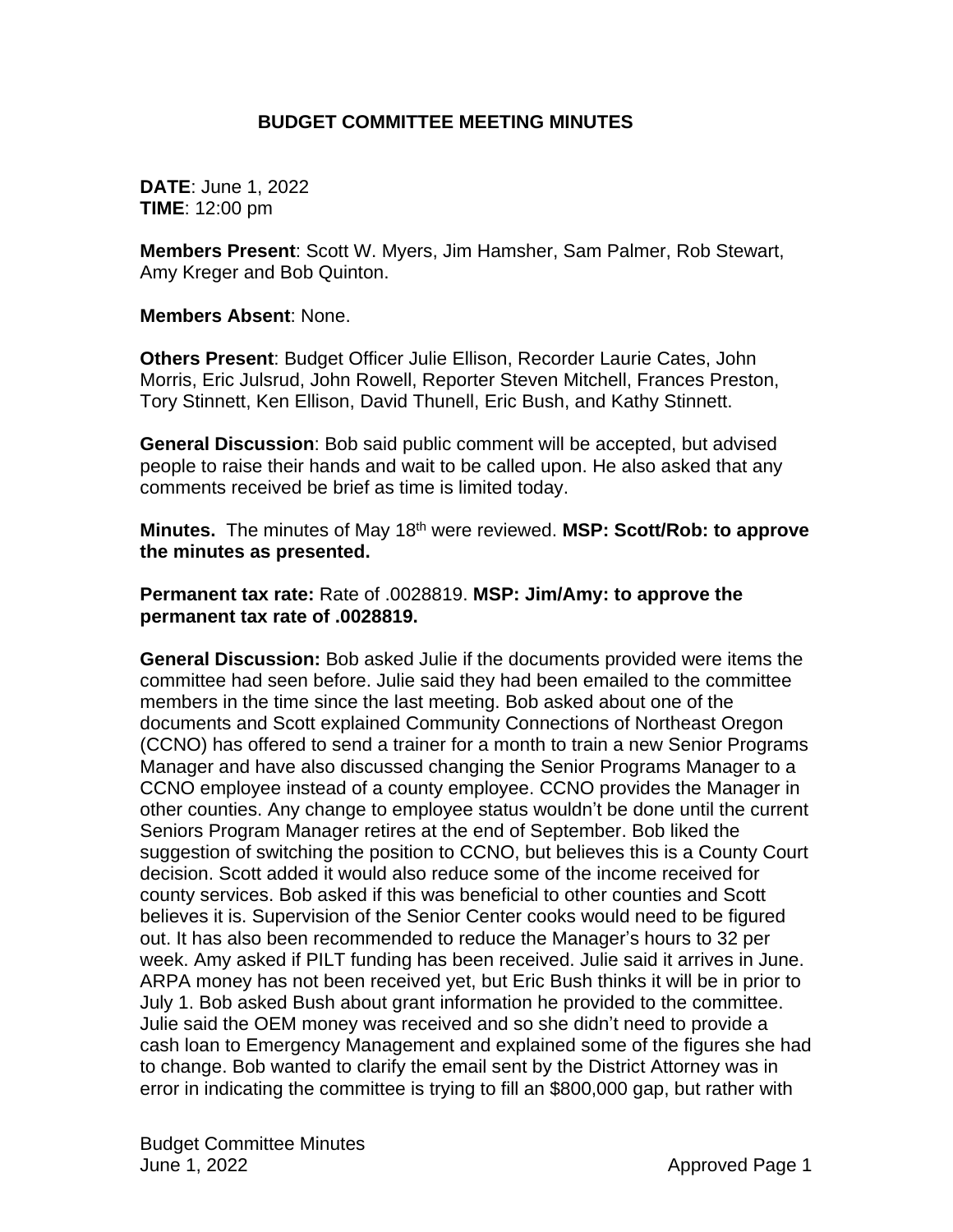# BUDGET COMMITTEE MEETING MINUTES

**DATE**: June 1, 2022
**TIME**: 12:00 pm

**Members Present**: Scott W. Myers, Jim Hamsher, Sam Palmer, Rob Stewart, Amy Kreger and Bob Quinton.

**Members Absent**: None.

**Others Present**: Budget Officer Julie Ellison, Recorder Laurie Cates, John Morris, Eric Julsrud, John Rowell, Reporter Steven Mitchell, Frances Preston, Tory Stinnett, Ken Ellison, David Thunell, Eric Bush, and Kathy Stinnett.

**General Discussion**: Bob said public comment will be accepted, but advised people to raise their hands and wait to be called upon. He also asked that any comments received be brief as time is limited today.

**Minutes.** The minutes of May 18th were reviewed. **MSP: Scott/Rob: to approve the minutes as presented.**

**Permanent tax rate:** Rate of .0028819. **MSP: Jim/Amy: to approve the permanent tax rate of .0028819.**

**General Discussion:** Bob asked Julie if the documents provided were items the committee had seen before. Julie said they had been emailed to the committee members in the time since the last meeting. Bob asked about one of the documents and Scott explained Community Connections of Northeast Oregon (CCNO) has offered to send a trainer for a month to train a new Senior Programs Manager and have also discussed changing the Senior Programs Manager to a CCNO employee instead of a county employee. CCNO provides the Manager in other counties. Any change to employee status wouldn't be done until the current Seniors Program Manager retires at the end of September. Bob liked the suggestion of switching the position to CCNO, but believes this is a County Court decision. Scott added it would also reduce some of the income received for county services. Bob asked if this was beneficial to other counties and Scott believes it is. Supervision of the Senior Center cooks would need to be figured out. It has also been recommended to reduce the Manager's hours to 32 per week. Amy asked if PILT funding has been received. Julie said it arrives in June. ARPA money has not been received yet, but Eric Bush thinks it will be in prior to July 1. Bob asked Bush about grant information he provided to the committee. Julie said the OEM money was received and so she didn't need to provide a cash loan to Emergency Management and explained some of the figures she had to change. Bob wanted to clarify the email sent by the District Attorney was in error in indicating the committee is trying to fill an $800,000 gap, but rather with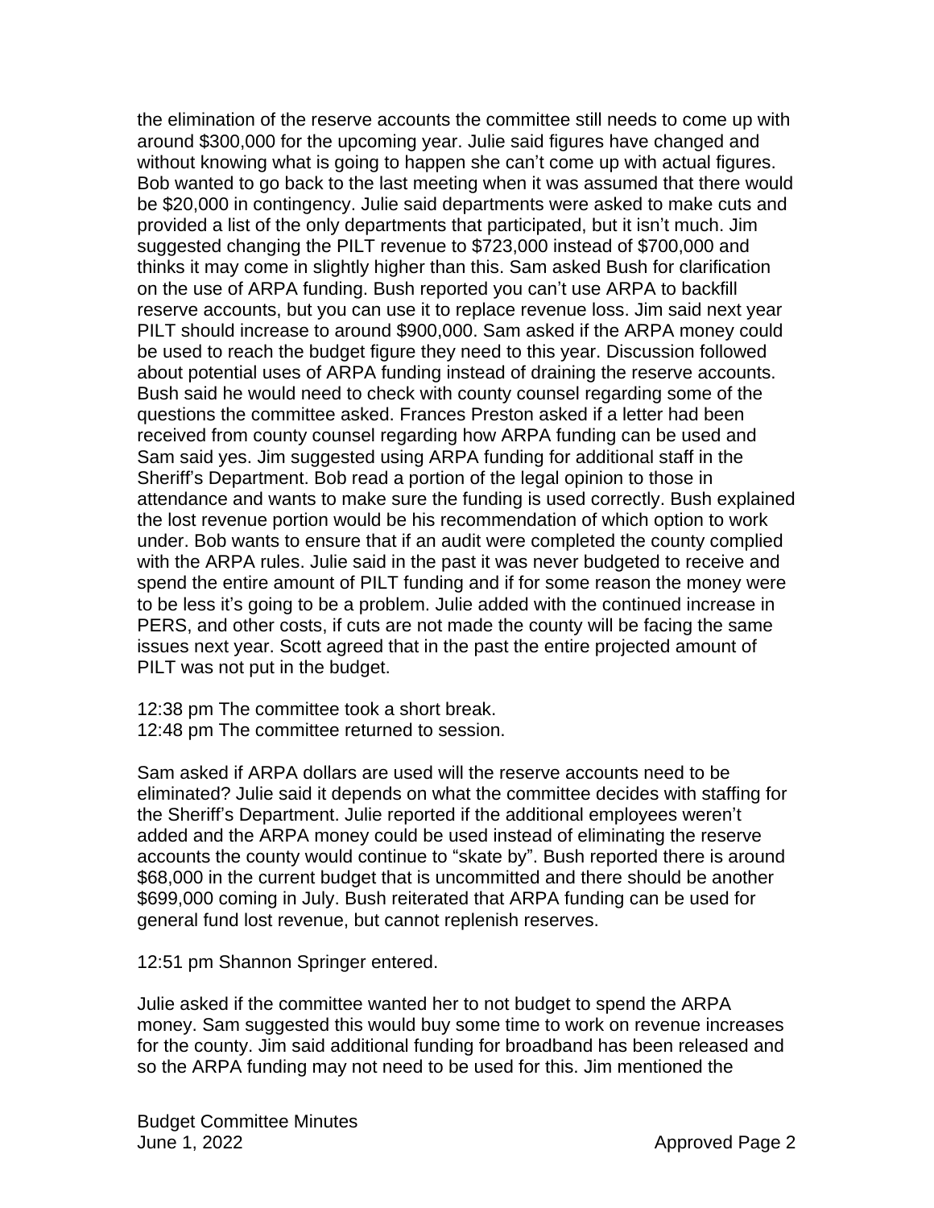the elimination of the reserve accounts the committee still needs to come up with around $300,000 for the upcoming year. Julie said figures have changed and without knowing what is going to happen she can't come up with actual figures. Bob wanted to go back to the last meeting when it was assumed that there would be $20,000 in contingency. Julie said departments were asked to make cuts and provided a list of the only departments that participated, but it isn't much. Jim suggested changing the PILT revenue to $723,000 instead of $700,000 and thinks it may come in slightly higher than this. Sam asked Bush for clarification on the use of ARPA funding. Bush reported you can't use ARPA to backfill reserve accounts, but you can use it to replace revenue loss. Jim said next year PILT should increase to around $900,000. Sam asked if the ARPA money could be used to reach the budget figure they need to this year. Discussion followed about potential uses of ARPA funding instead of draining the reserve accounts. Bush said he would need to check with county counsel regarding some of the questions the committee asked. Frances Preston asked if a letter had been received from county counsel regarding how ARPA funding can be used and Sam said yes. Jim suggested using ARPA funding for additional staff in the Sheriff's Department. Bob read a portion of the legal opinion to those in attendance and wants to make sure the funding is used correctly. Bush explained the lost revenue portion would be his recommendation of which option to work under. Bob wants to ensure that if an audit were completed the county complied with the ARPA rules. Julie said in the past it was never budgeted to receive and spend the entire amount of PILT funding and if for some reason the money were to be less it's going to be a problem. Julie added with the continued increase in PERS, and other costs, if cuts are not made the county will be facing the same issues next year. Scott agreed that in the past the entire projected amount of PILT was not put in the budget.

12:38 pm The committee took a short break.
12:48 pm The committee returned to session.

Sam asked if ARPA dollars are used will the reserve accounts need to be eliminated? Julie said it depends on what the committee decides with staffing for the Sheriff's Department. Julie reported if the additional employees weren't added and the ARPA money could be used instead of eliminating the reserve accounts the county would continue to "skate by". Bush reported there is around $68,000 in the current budget that is uncommitted and there should be another $699,000 coming in July. Bush reiterated that ARPA funding can be used for general fund lost revenue, but cannot replenish reserves.

12:51 pm Shannon Springer entered.

Julie asked if the committee wanted her to not budget to spend the ARPA money. Sam suggested this would buy some time to work on revenue increases for the county. Jim said additional funding for broadband has been released and so the ARPA funding may not need to be used for this. Jim mentioned the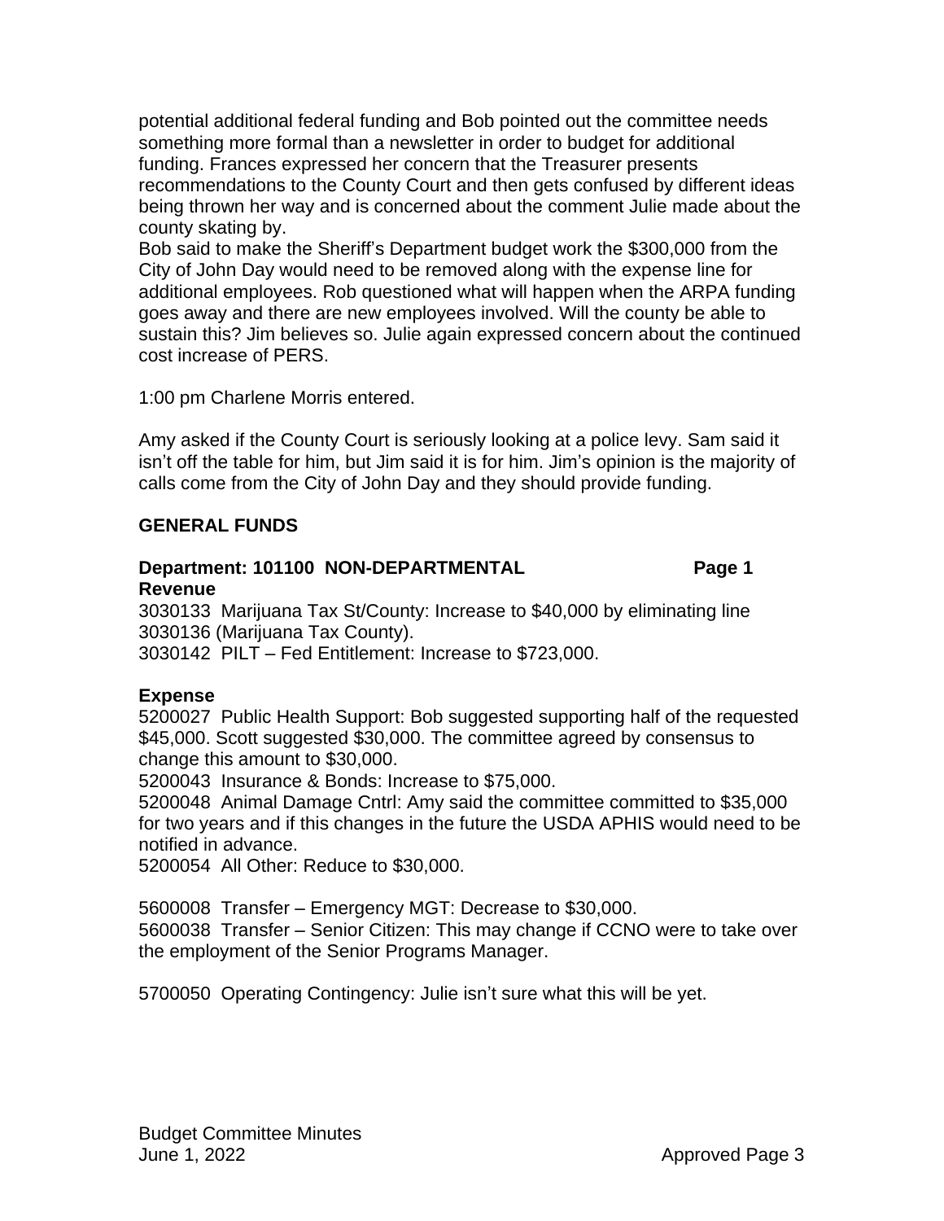potential additional federal funding and Bob pointed out the committee needs something more formal than a newsletter in order to budget for additional funding. Frances expressed her concern that the Treasurer presents recommendations to the County Court and then gets confused by different ideas being thrown her way and is concerned about the comment Julie made about the county skating by.
Bob said to make the Sheriff's Department budget work the $300,000 from the City of John Day would need to be removed along with the expense line for additional employees. Rob questioned what will happen when the ARPA funding goes away and there are new employees involved. Will the county be able to sustain this? Jim believes so. Julie again expressed concern about the continued cost increase of PERS.

1:00 pm Charlene Morris entered.

Amy asked if the County Court is seriously looking at a police levy. Sam said it isn't off the table for him, but Jim said it is for him. Jim's opinion is the majority of calls come from the City of John Day and they should provide funding.

**GENERAL FUNDS**

**Department: 101100 NON-DEPARTMENTAL** **Page 1**
**Revenue**
3030133 Marijuana Tax St/County: Increase to $40,000 by eliminating line 3030136 (Marijuana Tax County).
3030142 PILT – Fed Entitlement: Increase to $723,000.

**Expense**
5200027 Public Health Support: Bob suggested supporting half of the requested $45,000. Scott suggested $30,000. The committee agreed by consensus to change this amount to $30,000.
5200043 Insurance & Bonds: Increase to $75,000.
5200048 Animal Damage Cntrl: Amy said the committee committed to $35,000 for two years and if this changes in the future the USDA APHIS would need to be notified in advance.
5200054 All Other: Reduce to $30,000.

5600008 Transfer – Emergency MGT: Decrease to $30,000.
5600038 Transfer – Senior Citizen: This may change if CCNO were to take over the employment of the Senior Programs Manager.

5700050 Operating Contingency: Julie isn't sure what this will be yet.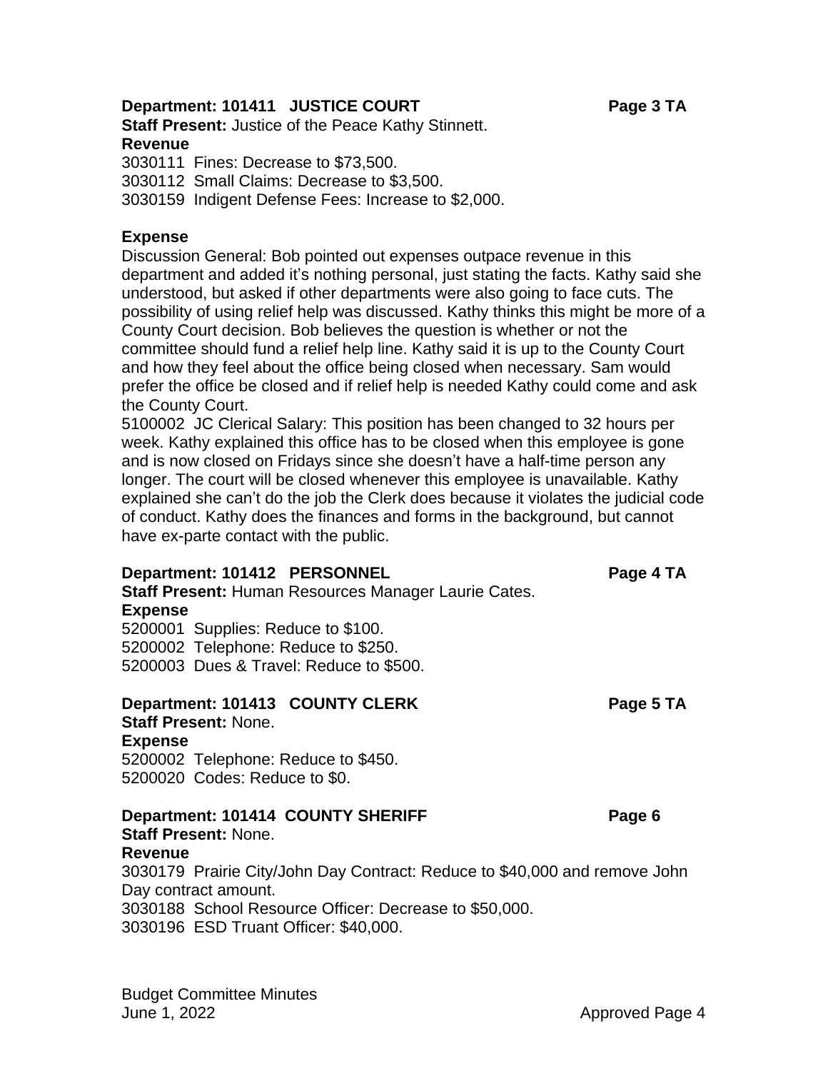**Department: 101411 JUSTICE COURT** **Page 3 TA**

**Staff Present:** Justice of the Peace Kathy Stinnett.

**Revenue**

3030111 Fines: Decrease to $73,500.
3030112 Small Claims: Decrease to $3,500.
3030159 Indigent Defense Fees: Increase to $2,000.

**Expense**

Discussion General: Bob pointed out expenses outpace revenue in this department and added it's nothing personal, just stating the facts. Kathy said she understood, but asked if other departments were also going to face cuts. The possibility of using relief help was discussed. Kathy thinks this might be more of a County Court decision. Bob believes the question is whether or not the committee should fund a relief help line. Kathy said it is up to the County Court and how they feel about the office being closed when necessary. Sam would prefer the office be closed and if relief help is needed Kathy could come and ask the County Court.

5100002 JC Clerical Salary: This position has been changed to 32 hours per week. Kathy explained this office has to be closed when this employee is gone and is now closed on Fridays since she doesn't have a half-time person any longer. The court will be closed whenever this employee is unavailable. Kathy explained she can't do the job the Clerk does because it violates the judicial code of conduct. Kathy does the finances and forms in the background, but cannot have ex-parte contact with the public.

**Department: 101412 PERSONNEL** **Page 4 TA**

**Staff Present:** Human Resources Manager Laurie Cates.

**Expense**

5200001 Supplies: Reduce to $100.
5200002 Telephone: Reduce to $250.
5200003 Dues & Travel: Reduce to $500.

**Department: 101413 COUNTY CLERK** **Page 5 TA**

**Staff Present:** None.

**Expense**

5200002 Telephone: Reduce to $450.
5200020 Codes: Reduce to $0.

**Department: 101414 COUNTY SHERIFF** **Page 6**

**Staff Present:** None.

**Revenue**

3030179 Prairie City/John Day Contract: Reduce to $40,000 and remove John Day contract amount.
3030188 School Resource Officer: Decrease to $50,000.
3030196 ESD Truant Officer: $40,000.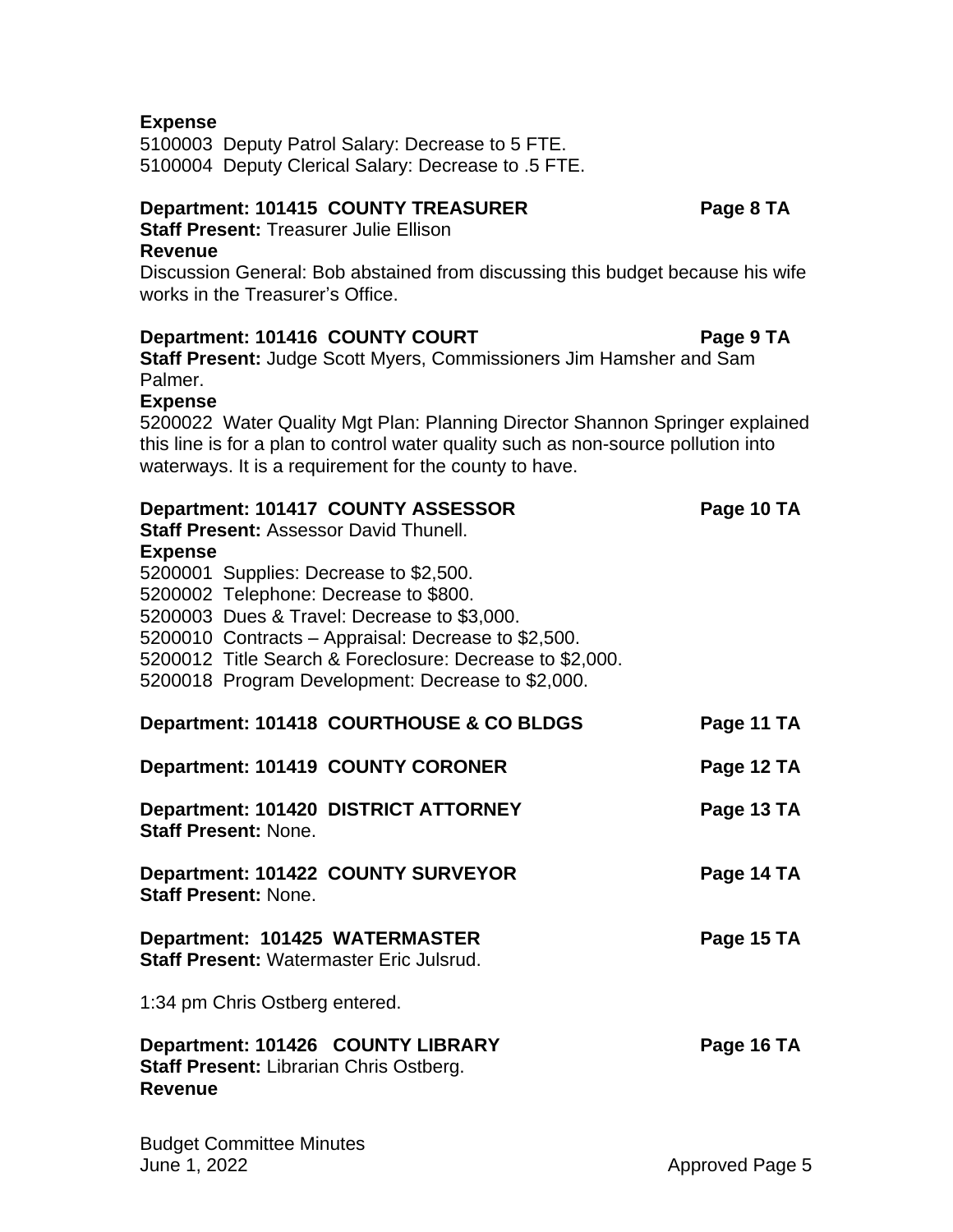**Expense**

5100003 Deputy Patrol Salary: Decrease to 5 FTE.
5100004 Deputy Clerical Salary: Decrease to .5 FTE.

**Department: 101415 COUNTY TREASURER** **Page 8 TA**

**Staff Present:** Treasurer Julie Ellison

**Revenue**

Discussion General: Bob abstained from discussing this budget because his wife works in the Treasurer's Office.

**Department: 101416 COUNTY COURT** **Page 9 TA**

**Staff Present:** Judge Scott Myers, Commissioners Jim Hamsher and Sam Palmer.

**Expense**

5200022 Water Quality Mgt Plan: Planning Director Shannon Springer explained this line is for a plan to control water quality such as non-source pollution into waterways. It is a requirement for the county to have.

**Department: 101417 COUNTY ASSESSOR** **Page 10 TA**

**Staff Present:** Assessor David Thunell.

**Expense**

5200001 Supplies: Decrease to $2,500.
5200002 Telephone: Decrease to $800.
5200003 Dues & Travel: Decrease to $3,000.
5200010 Contracts – Appraisal: Decrease to $2,500.
5200012 Title Search & Foreclosure: Decrease to $2,000.
5200018 Program Development: Decrease to $2,000.

**Department: 101418 COURTHOUSE & CO BLDGS** **Page 11 TA**

**Department: 101419 COUNTY CORONER** **Page 12 TA**

**Department: 101420 DISTRICT ATTORNEY** **Page 13 TA**

**Staff Present:** None.

**Department: 101422 COUNTY SURVEYOR** **Page 14 TA**

**Staff Present:** None.

**Department: 101425 WATERMASTER** **Page 15 TA**

**Staff Present:** Watermaster Eric Julsrud.

1:34 pm Chris Ostberg entered.

**Department: 101426 COUNTY LIBRARY** **Page 16 TA**

**Staff Present:** Librarian Chris Ostberg.

**Revenue**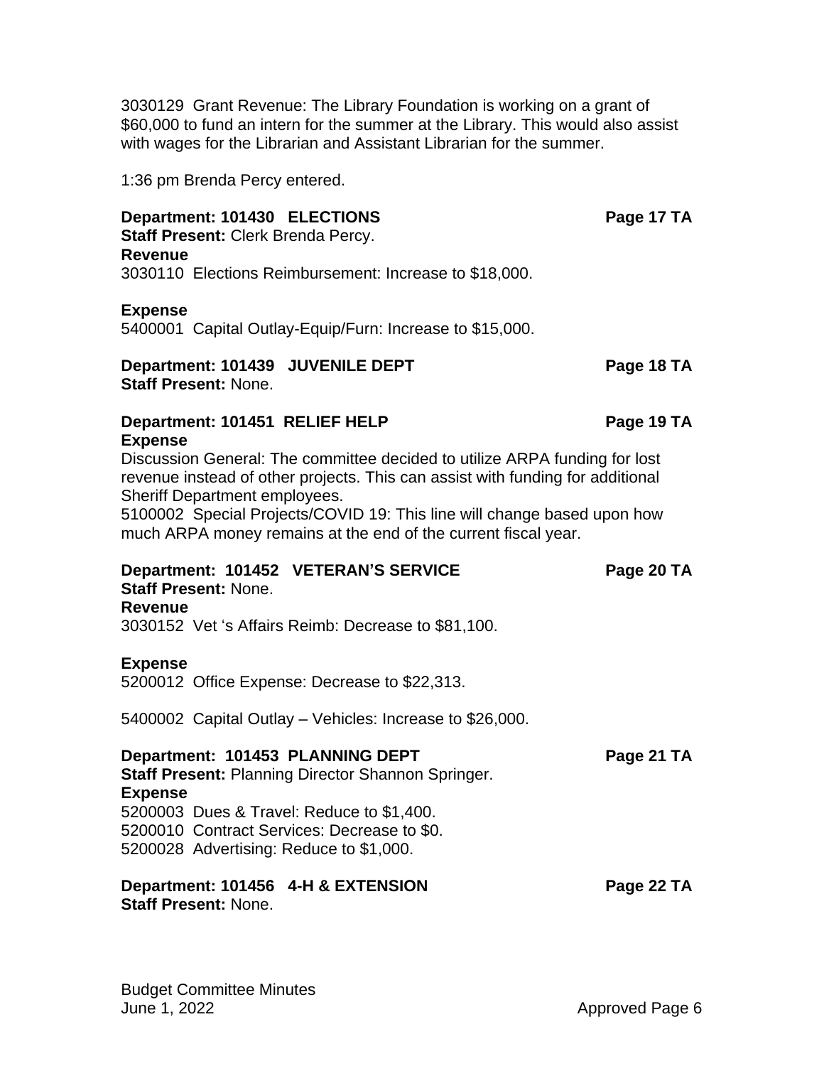3030129 Grant Revenue: The Library Foundation is working on a grant of $60,000 to fund an intern for the summer at the Library. This would also assist with wages for the Librarian and Assistant Librarian for the summer.

1:36 pm Brenda Percy entered.

**Department: 101430 ELECTIONS** **Page 17 TA**
**Staff Present:** Clerk Brenda Percy.
**Revenue**
3030110 Elections Reimbursement: Increase to $18,000.

**Expense**
5400001 Capital Outlay-Equip/Furn: Increase to $15,000.

**Department: 101439 JUVENILE DEPT** **Page 18 TA**
**Staff Present:** None.

**Department: 101451 RELIEF HELP** **Page 19 TA**
**Expense**
Discussion General: The committee decided to utilize ARPA funding for lost revenue instead of other projects. This can assist with funding for additional Sheriff Department employees.
5100002 Special Projects/COVID 19: This line will change based upon how much ARPA money remains at the end of the current fiscal year.

**Department: 101452 VETERAN'S SERVICE** **Page 20 TA**
**Staff Present:** None.
**Revenue**
3030152 Vet 's Affairs Reimb: Decrease to $81,100.

**Expense**
5200012 Office Expense: Decrease to $22,313.

5400002 Capital Outlay – Vehicles: Increase to $26,000.

**Department: 101453 PLANNING DEPT** **Page 21 TA**
**Staff Present:** Planning Director Shannon Springer.
**Expense**
5200003 Dues & Travel: Reduce to $1,400.
5200010 Contract Services: Decrease to $0.
5200028 Advertising: Reduce to $1,000.

**Department: 101456 4-H & EXTENSION** **Page 22 TA**
**Staff Present:** None.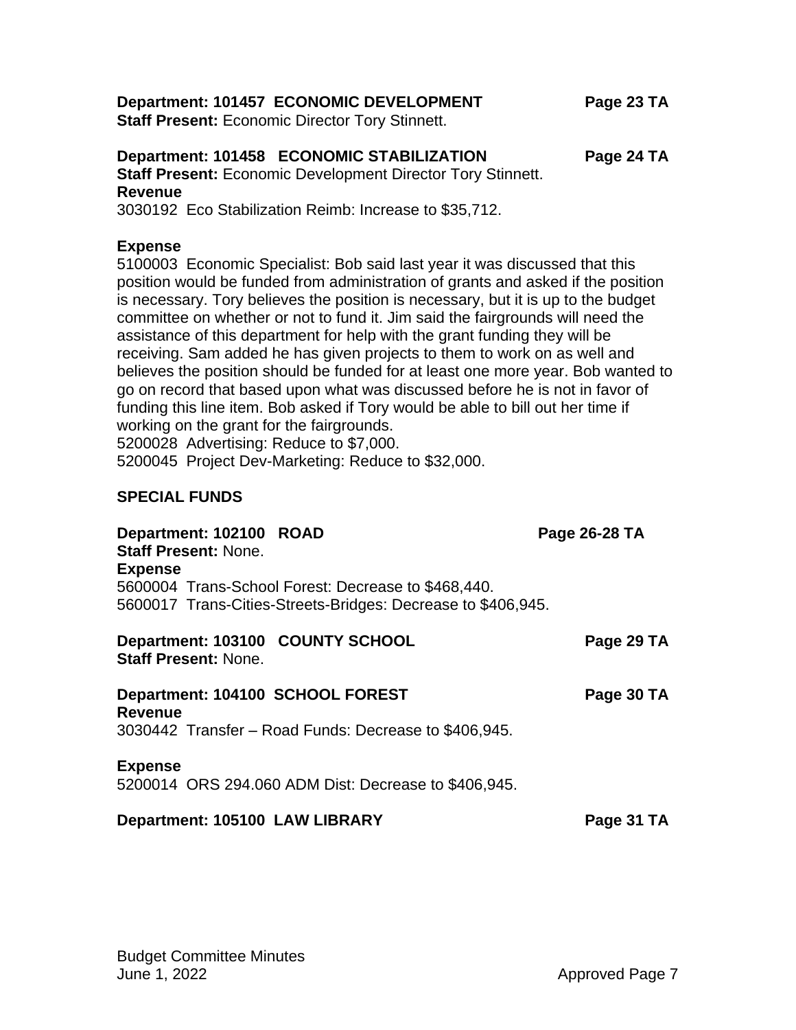**Department: 101457 ECONOMIC DEVELOPMENT** **Page 23 TA**
**Staff Present:** Economic Director Tory Stinnett.

**Department: 101458 ECONOMIC STABILIZATION** **Page 24 TA**
**Staff Present:** Economic Development Director Tory Stinnett.
**Revenue**
3030192 Eco Stabilization Reimb: Increase to $35,712.

**Expense**
5100003 Economic Specialist: Bob said last year it was discussed that this position would be funded from administration of grants and asked if the position is necessary. Tory believes the position is necessary, but it is up to the budget committee on whether or not to fund it. Jim said the fairgrounds will need the assistance of this department for help with the grant funding they will be receiving. Sam added he has given projects to them to work on as well and believes the position should be funded for at least one more year. Bob wanted to go on record that based upon what was discussed before he is not in favor of funding this line item. Bob asked if Tory would be able to bill out her time if working on the grant for the fairgrounds.
5200028 Advertising: Reduce to $7,000.
5200045 Project Dev-Marketing: Reduce to $32,000.

**SPECIAL FUNDS**

**Department: 102100 ROAD** **Page 26-28 TA**
**Staff Present:** None.
**Expense**
5600004 Trans-School Forest: Decrease to $468,440.
5600017 Trans-Cities-Streets-Bridges: Decrease to $406,945.

**Department: 103100 COUNTY SCHOOL** **Page 29 TA**
**Staff Present:** None.

**Department: 104100 SCHOOL FOREST** **Page 30 TA**
**Revenue**
3030442 Transfer – Road Funds: Decrease to $406,945.

**Expense**
5200014 ORS 294.060 ADM Dist: Decrease to $406,945.

**Department: 105100 LAW LIBRARY** **Page 31 TA**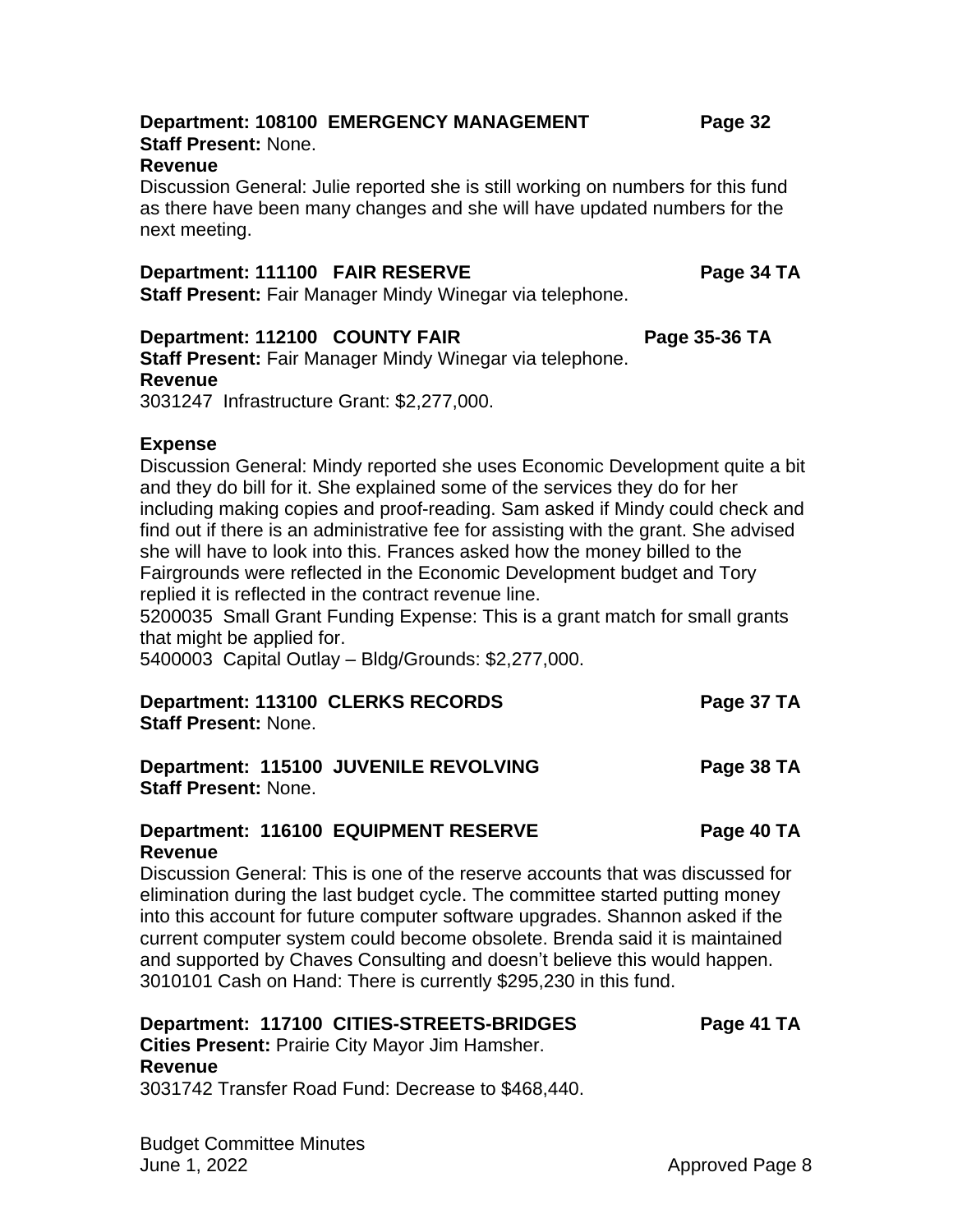**Department: 108100 EMERGENCY MANAGEMENT Page 32**
**Staff Present:** None.
**Revenue**
Discussion General: Julie reported she is still working on numbers for this fund as there have been many changes and she will have updated numbers for the next meeting.

**Department: 111100 FAIR RESERVE Page 34 TA**
**Staff Present:** Fair Manager Mindy Winegar via telephone.

**Department: 112100 COUNTY FAIR Page 35-36 TA**
**Staff Present:** Fair Manager Mindy Winegar via telephone.
**Revenue**
3031247 Infrastructure Grant: $2,277,000.

**Expense**
Discussion General: Mindy reported she uses Economic Development quite a bit and they do bill for it. She explained some of the services they do for her including making copies and proof-reading. Sam asked if Mindy could check and find out if there is an administrative fee for assisting with the grant. She advised she will have to look into this. Frances asked how the money billed to the Fairgrounds were reflected in the Economic Development budget and Tory replied it is reflected in the contract revenue line.
5200035 Small Grant Funding Expense: This is a grant match for small grants that might be applied for.
5400003 Capital Outlay – Bldg/Grounds: $2,277,000.

**Department: 113100 CLERKS RECORDS Page 37 TA**
**Staff Present:** None.

**Department: 115100 JUVENILE REVOLVING Page 38 TA**
**Staff Present:** None.

**Department: 116100 EQUIPMENT RESERVE Page 40 TA**
**Revenue**
Discussion General: This is one of the reserve accounts that was discussed for elimination during the last budget cycle. The committee started putting money into this account for future computer software upgrades. Shannon asked if the current computer system could become obsolete. Brenda said it is maintained and supported by Chaves Consulting and doesn't believe this would happen.
3010101 Cash on Hand: There is currently $295,230 in this fund.

**Department: 117100 CITIES-STREETS-BRIDGES Page 41 TA**
**Cities Present:** Prairie City Mayor Jim Hamsher.
**Revenue**
3031742 Transfer Road Fund: Decrease to $468,440.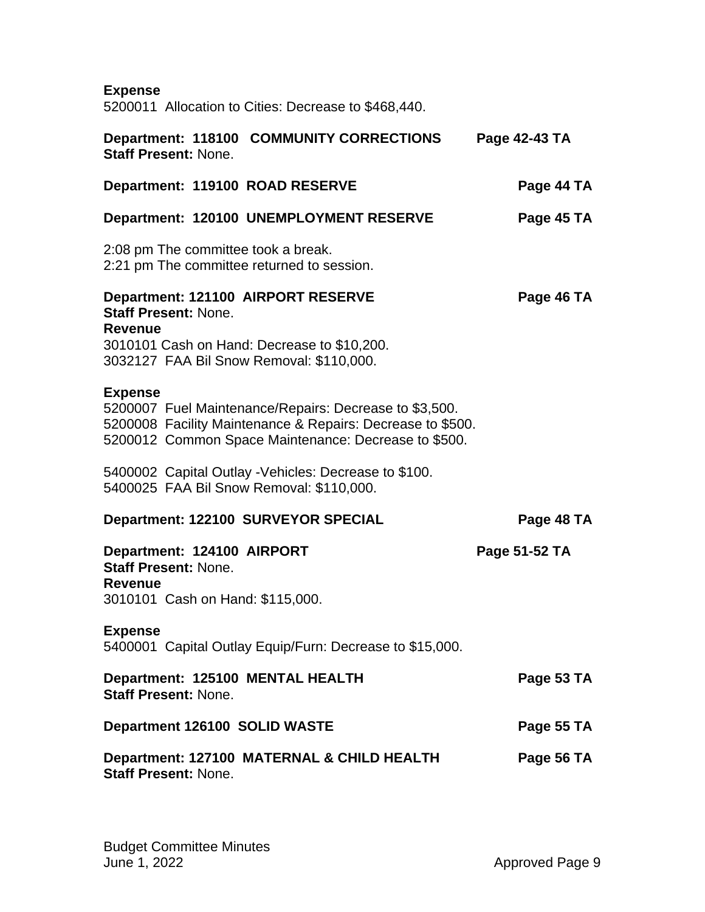**Expense**
5200011 Allocation to Cities: Decrease to $468,440.

**Department: 118100 COMMUNITY CORRECTIONS Page 42-43 TA**
**Staff Present:** None.

**Department: 119100 ROAD RESERVE Page 44 TA**

**Department: 120100 UNEMPLOYMENT RESERVE Page 45 TA**

2:08 pm The committee took a break.
2:21 pm The committee returned to session.

**Department: 121100 AIRPORT RESERVE Page 46 TA**
**Staff Present:** None.
**Revenue**
3010101 Cash on Hand: Decrease to $10,200.
3032127 FAA Bil Snow Removal: $110,000.

**Expense**
5200007 Fuel Maintenance/Repairs: Decrease to $3,500.
5200008 Facility Maintenance & Repairs: Decrease to $500.
5200012 Common Space Maintenance: Decrease to $500.

5400002 Capital Outlay -Vehicles: Decrease to $100.
5400025 FAA Bil Snow Removal: $110,000.

**Department: 122100 SURVEYOR SPECIAL Page 48 TA**

**Department: 124100 AIRPORT Page 51-52 TA**
**Staff Present:** None.
**Revenue**
3010101 Cash on Hand: $115,000.

**Expense**
5400001 Capital Outlay Equip/Furn: Decrease to $15,000.

**Department: 125100 MENTAL HEALTH Page 53 TA**
**Staff Present:** None.

**Department 126100 SOLID WASTE Page 55 TA**

**Department: 127100 MATERNAL & CHILD HEALTH Page 56 TA**
**Staff Present:** None.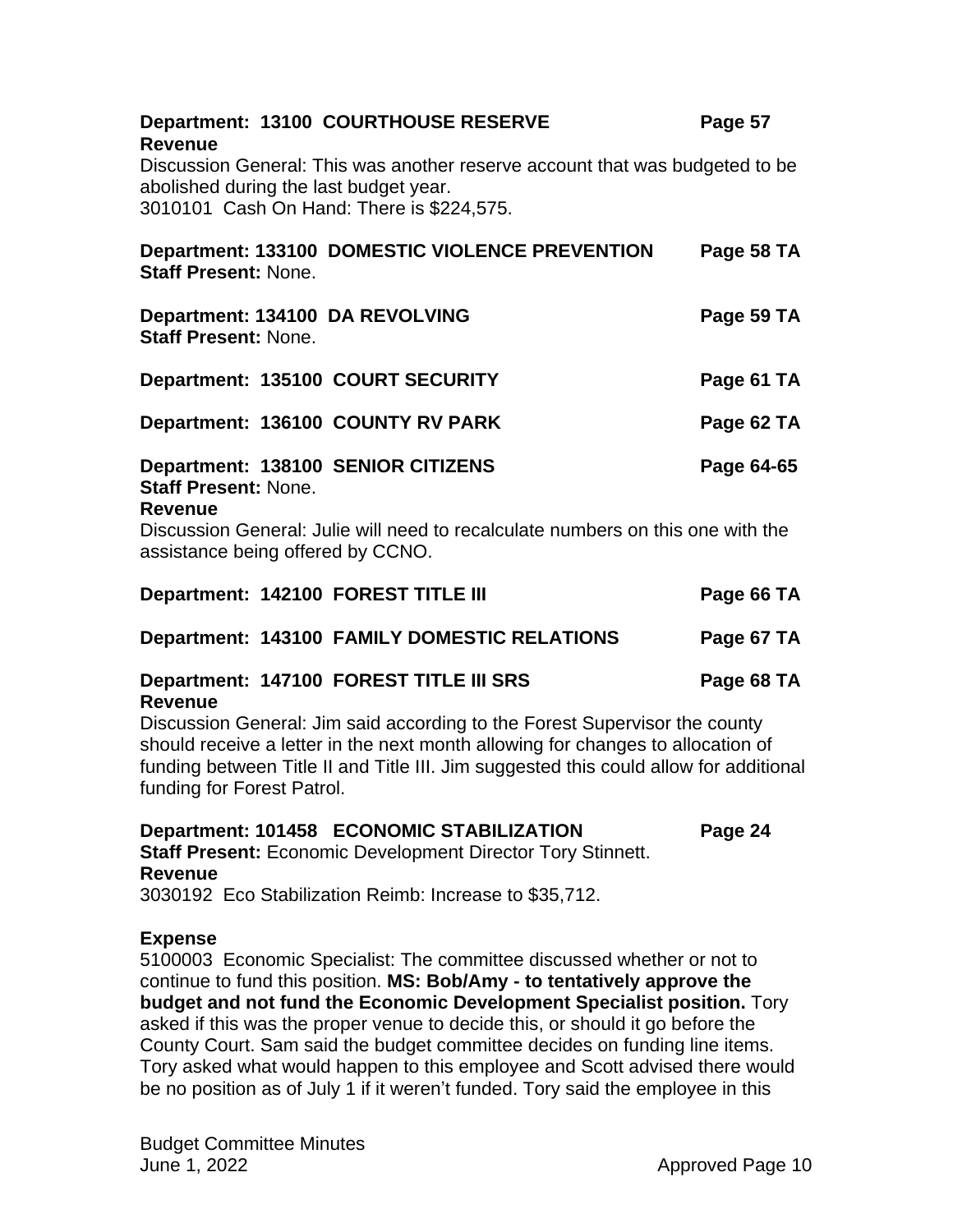**Department: 13100 COURTHOUSE RESERVE** **Page 57**
**Revenue**
Discussion General: This was another reserve account that was budgeted to be abolished during the last budget year.
3010101 Cash On Hand: There is $224,575.

**Department: 133100 DOMESTIC VIOLENCE PREVENTION** **Page 58 TA**
**Staff Present:** None.

**Department: 134100 DA REVOLVING** **Page 59 TA**
**Staff Present:** None.

**Department: 135100 COURT SECURITY** **Page 61 TA**

**Department: 136100 COUNTY RV PARK** **Page 62 TA**

**Department: 138100 SENIOR CITIZENS** **Page 64-65**
**Staff Present:** None.
**Revenue**
Discussion General: Julie will need to recalculate numbers on this one with the assistance being offered by CCNO.

**Department: 142100 FOREST TITLE III** **Page 66 TA**

**Department: 143100 FAMILY DOMESTIC RELATIONS** **Page 67 TA**

**Department: 147100 FOREST TITLE III SRS** **Page 68 TA**
**Revenue**
Discussion General: Jim said according to the Forest Supervisor the county should receive a letter in the next month allowing for changes to allocation of funding between Title II and Title III. Jim suggested this could allow for additional funding for Forest Patrol.

**Department: 101458 ECONOMIC STABILIZATION** **Page 24**
**Staff Present:** Economic Development Director Tory Stinnett.
**Revenue**
3030192 Eco Stabilization Reimb: Increase to $35,712.

**Expense**
5100003 Economic Specialist: The committee discussed whether or not to continue to fund this position. **MS: Bob/Amy - to tentatively approve the budget and not fund the Economic Development Specialist position.** Tory asked if this was the proper venue to decide this, or should it go before the County Court. Sam said the budget committee decides on funding line items. Tory asked what would happen to this employee and Scott advised there would be no position as of July 1 if it weren't funded. Tory said the employee in this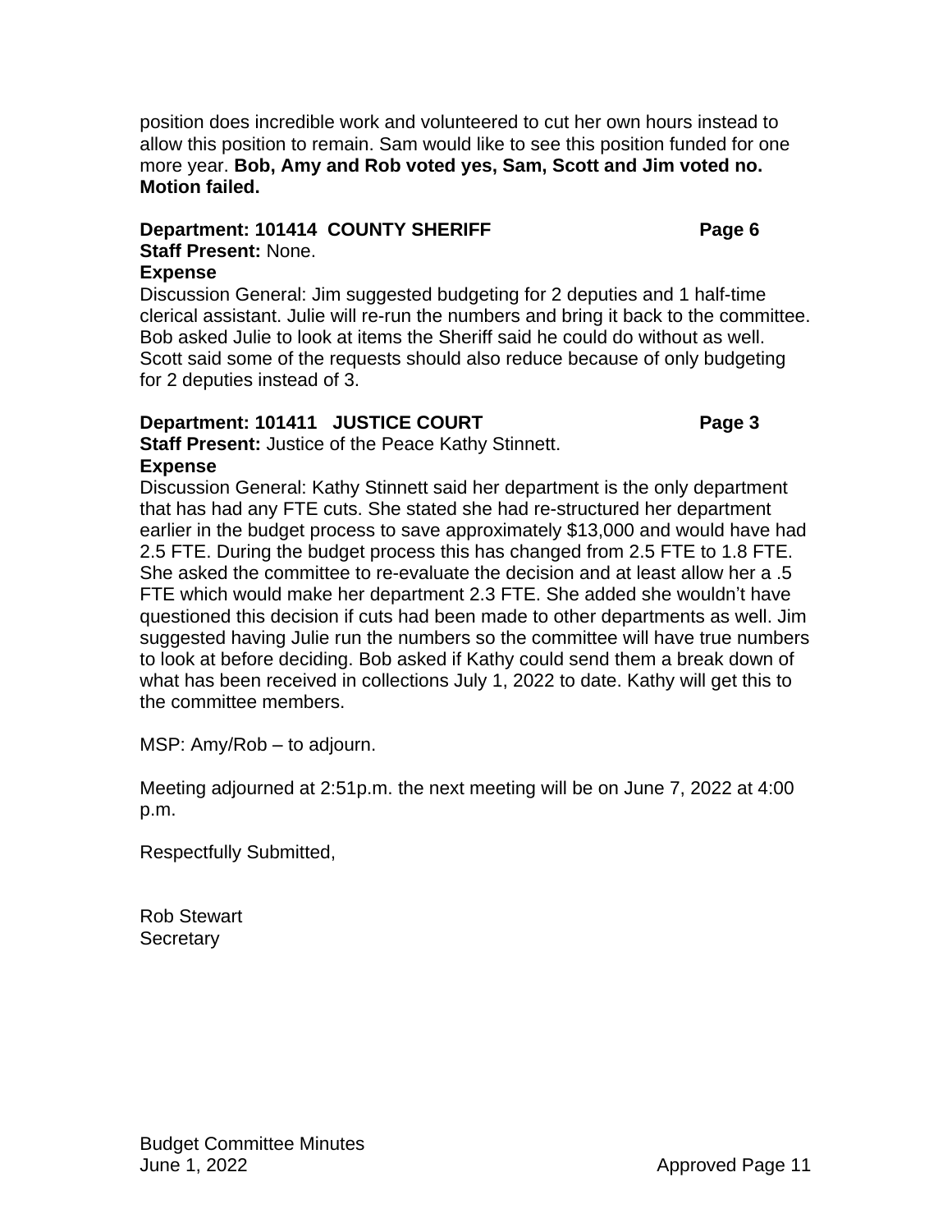position does incredible work and volunteered to cut her own hours instead to allow this position to remain. Sam would like to see this position funded for one more year. **Bob, Amy and Rob voted yes, Sam, Scott and Jim voted no. Motion failed.**

**Department: 101414 COUNTY SHERIFF Page 6**
**Staff Present:** None.
**Expense**
Discussion General: Jim suggested budgeting for 2 deputies and 1 half-time clerical assistant. Julie will re-run the numbers and bring it back to the committee. Bob asked Julie to look at items the Sheriff said he could do without as well. Scott said some of the requests should also reduce because of only budgeting for 2 deputies instead of 3.

**Department: 101411 JUSTICE COURT Page 3**
**Staff Present:** Justice of the Peace Kathy Stinnett.
**Expense**
Discussion General: Kathy Stinnett said her department is the only department that has had any FTE cuts. She stated she had re-structured her department earlier in the budget process to save approximately $13,000 and would have had 2.5 FTE. During the budget process this has changed from 2.5 FTE to 1.8 FTE. She asked the committee to re-evaluate the decision and at least allow her a .5 FTE which would make her department 2.3 FTE. She added she wouldn't have questioned this decision if cuts had been made to other departments as well. Jim suggested having Julie run the numbers so the committee will have true numbers to look at before deciding. Bob asked if Kathy could send them a break down of what has been received in collections July 1, 2022 to date. Kathy will get this to the committee members.

MSP: Amy/Rob – to adjourn.

Meeting adjourned at 2:51p.m. the next meeting will be on June 7, 2022 at 4:00 p.m.

Respectfully Submitted,

Rob Stewart
Secretary